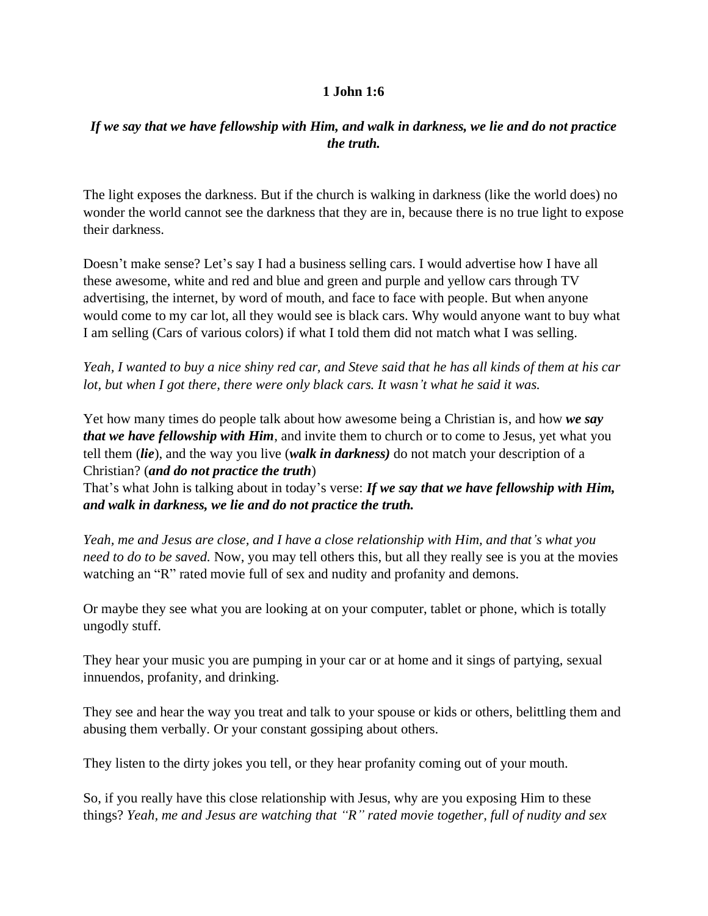**1 John 1:6**

***If we say that we have fellowship with Him, and walk in darkness, we lie and do not practice the truth.***

The light exposes the darkness. But if the church is walking in darkness (like the world does) no wonder the world cannot see the darkness that they are in, because there is no true light to expose their darkness.

Doesn't make sense? Let's say I had a business selling cars. I would advertise how I have all these awesome, white and red and blue and green and purple and yellow cars through TV advertising, the internet, by word of mouth, and face to face with people. But when anyone would come to my car lot, all they would see is black cars. Why would anyone want to buy what I am selling (Cars of various colors) if what I told them did not match what I was selling.

*Yeah, I wanted to buy a nice shiny red car, and Steve said that he has all kinds of them at his car lot, but when I got there, there were only black cars. It wasn't what he said it was.*

Yet how many times do people talk about how awesome being a Christian is, and how ***we say that we have fellowship with Him***, and invite them to church or to come to Jesus, yet what you tell them (***lie***), and the way you live (***walk in darkness)*** do not match your description of a Christian? (***and do not practice the truth***)
That's what John is talking about in today's verse: ***If we say that we have fellowship with Him, and walk in darkness, we lie and do not practice the truth.***

*Yeah, me and Jesus are close, and I have a close relationship with Him, and that's what you need to do to be saved.* Now, you may tell others this, but all they really see is you at the movies watching an "R" rated movie full of sex and nudity and profanity and demons.

Or maybe they see what you are looking at on your computer, tablet or phone, which is totally ungodly stuff.

They hear your music you are pumping in your car or at home and it sings of partying, sexual innuendos, profanity, and drinking.

They see and hear the way you treat and talk to your spouse or kids or others, belittling them and abusing them verbally. Or your constant gossiping about others.

They listen to the dirty jokes you tell, or they hear profanity coming out of your mouth.

So, if you really have this close relationship with Jesus, why are you exposing Him to these things? *Yeah, me and Jesus are watching that "R" rated movie together, full of nudity and sex*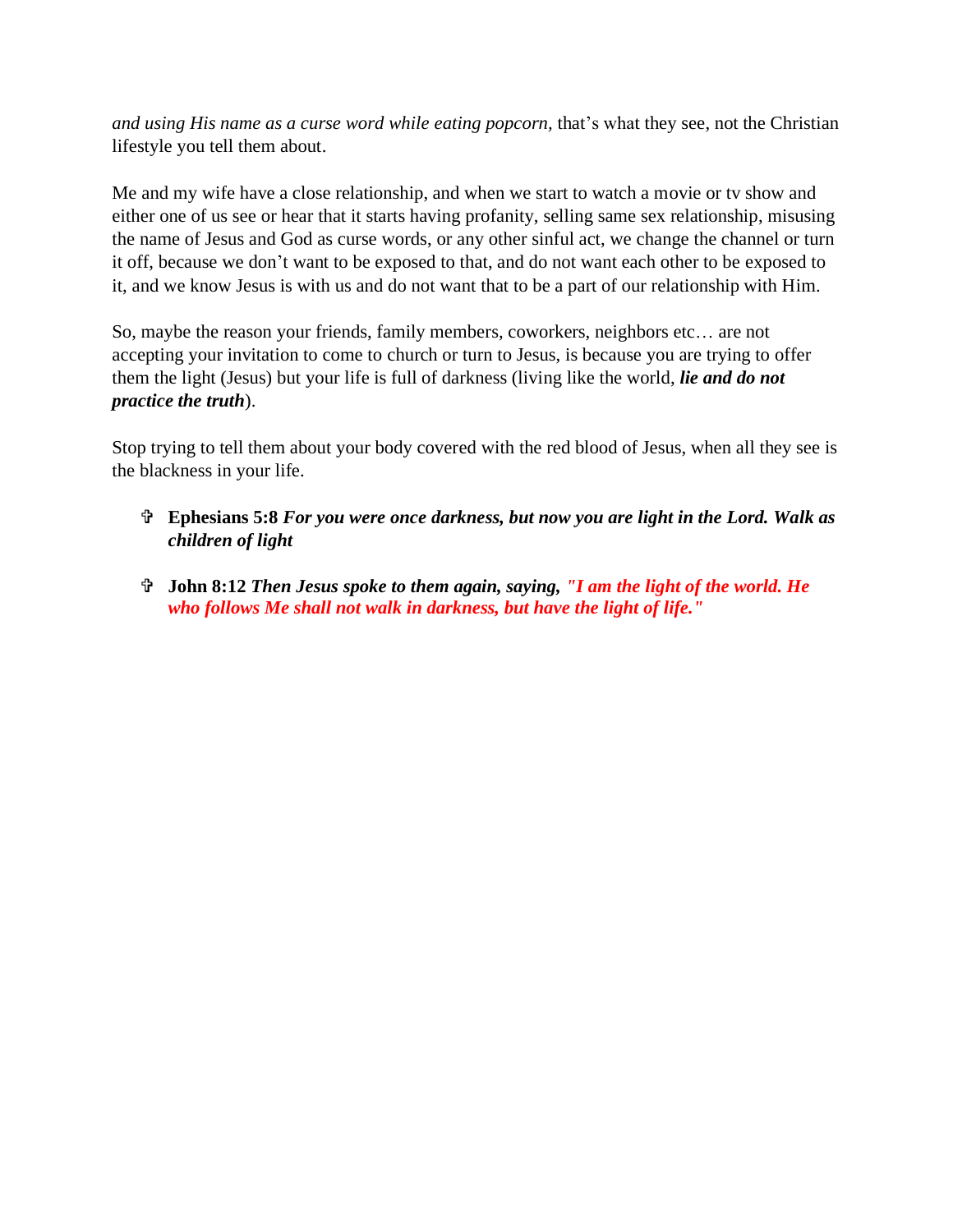*and using His name as a curse word while eating popcorn,* that's what they see, not the Christian lifestyle you tell them about.

Me and my wife have a close relationship, and when we start to watch a movie or tv show and either one of us see or hear that it starts having profanity, selling same sex relationship, misusing the name of Jesus and God as curse words, or any other sinful act, we change the channel or turn it off, because we don't want to be exposed to that, and do not want each other to be exposed to it, and we know Jesus is with us and do not want that to be a part of our relationship with Him.

So, maybe the reason your friends, family members, coworkers, neighbors etc… are not accepting your invitation to come to church or turn to Jesus, is because you are trying to offer them the light (Jesus) but your life is full of darkness (living like the world, ***lie and do not practice the truth***).

Stop trying to tell them about your body covered with the red blood of Jesus, when all they see is the blackness in your life.

- ✞ **Ephesians 5:8** ***For you were once darkness, but now you are light in the Lord. Walk as children of light***
- ✞ **John 8:12** ***Then Jesus spoke to them again, saying, "I am the light of the world. He who follows Me shall not walk in darkness, but have the light of life."***